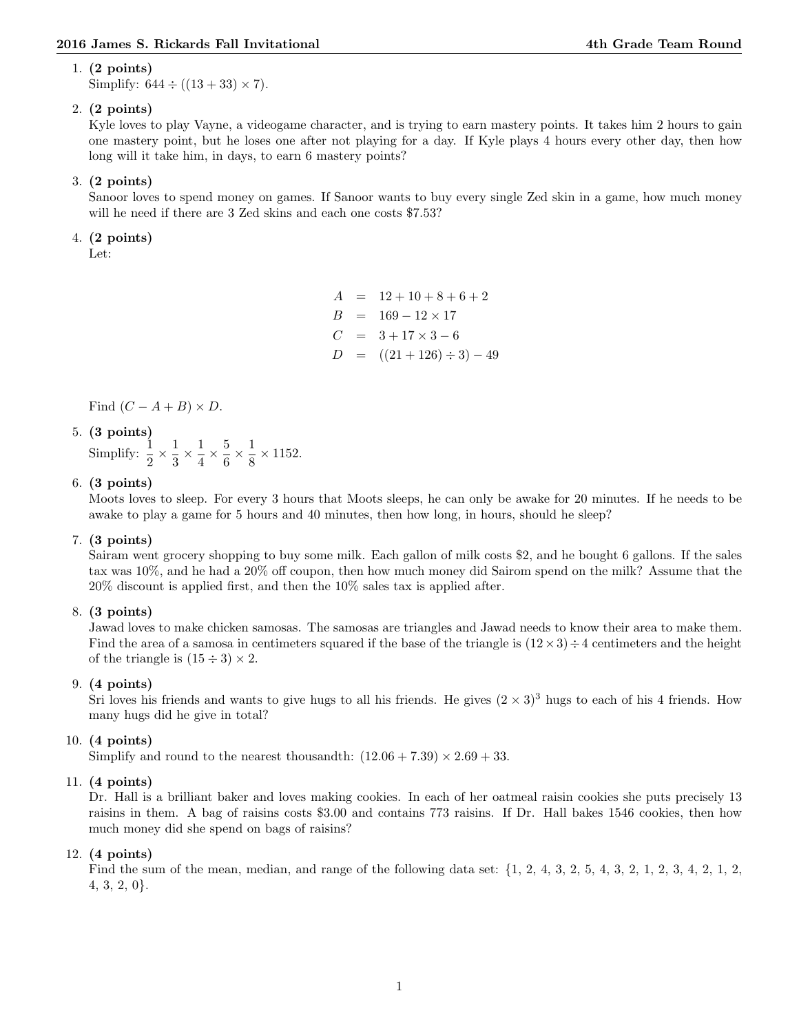1. **(2 points)**
   Simplify: $644 \div ((13 + 33) \times 7)$.

2. **(2 points)**
   Kyle loves to play Vayne, a videogame character, and is trying to earn mastery points. It takes him 2 hours to gain one mastery point, but he loses one after not playing for a day. If Kyle plays 4 hours every other day, then how long will it take him, in days, to earn 6 mastery points?

3. **(2 points)**
   Sanoor loves to spend money on games. If Sanoor wants to buy every single Zed skin in a game, how much money will he need if there are 3 Zed skins and each one costs \$7.53?

4. **(2 points)**
   Let:

$$
\begin{aligned}
A &= 12 + 10 + 8 + 6 + 2 \\
B &= 169 - 12 \times 17 \\
C &= 3 + 17 \times 3 - 6 \\
D &= ((21 + 126) \div 3) - 49
\end{aligned}
$$

   Find $(C - A + B) \times D$.

5. **(3 points)**
   Simplify: $\frac{1}{2} \times \frac{1}{3} \times \frac{1}{4} \times \frac{5}{6} \times \frac{1}{8} \times 1152$.

6. **(3 points)**
   Moots loves to sleep. For every 3 hours that Moots sleeps, he can only be awake for 20 minutes. If he needs to be awake to play a game for 5 hours and 40 minutes, then how long, in hours, should he sleep?

7. **(3 points)**
   Sairam went grocery shopping to buy some milk. Each gallon of milk costs \$2, and he bought 6 gallons. If the sales tax was 10%, and he had a 20% off coupon, then how much money did Sairom spend on the milk? Assume that the 20% discount is applied first, and then the 10% sales tax is applied after.

8. **(3 points)**
   Jawad loves to make chicken samosas. The samosas are triangles and Jawad needs to know their area to make them. Find the area of a samosa in centimeters squared if the base of the triangle is $(12 \times 3) \div 4$ centimeters and the height of the triangle is $(15 \div 3) \times 2$.

9. **(4 points)**
   Sri loves his friends and wants to give hugs to all his friends. He gives $(2 \times 3)^3$ hugs to each of his 4 friends. How many hugs did he give in total?

10. **(4 points)**
    Simplify and round to the nearest thousandth: $(12.06 + 7.39) \times 2.69 + 33$.

11. **(4 points)**
    Dr. Hall is a brilliant baker and loves making cookies. In each of her oatmeal raisin cookies she puts precisely 13 raisins in them. A bag of raisins costs \$3.00 and contains 773 raisins. If Dr. Hall bakes 1546 cookies, then how much money did she spend on bags of raisins?

12. **(4 points)**
    Find the sum of the mean, median, and range of the following data set: $\{1, 2, 4, 3, 2, 5, 4, 3, 2, 1, 2, 3, 4, 2, 1, 2, 4, 3, 2, 0\}$.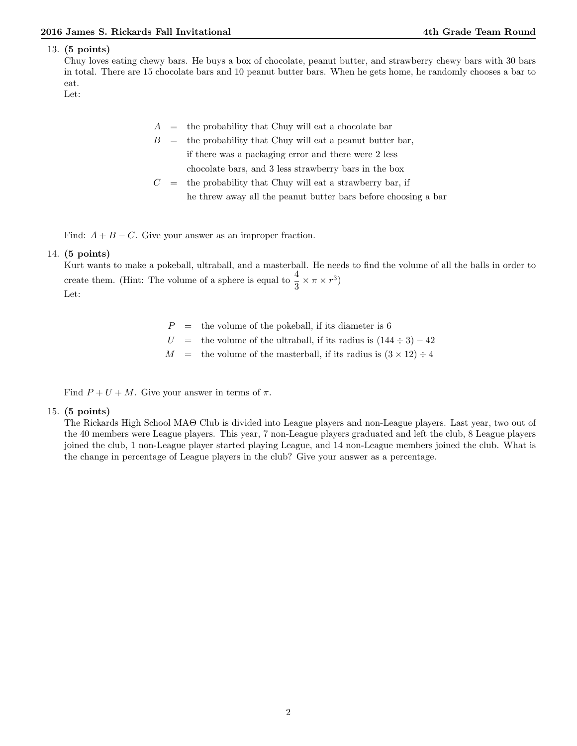13. **(5 points)**
Chuy loves eating chewy bars. He buys a box of chocolate, peanut butter, and strawberry chewy bars with 30 bars in total. There are 15 chocolate bars and 10 peanut butter bars. When he gets home, he randomly chooses a bar to eat.
Let:

$A$ = the probability that Chuy will eat a chocolate bar
$B$ = the probability that Chuy will eat a peanut butter bar, if there was a packaging error and there were 2 less chocolate bars, and 3 less strawberry bars in the box
$C$ = the probability that Chuy will eat a strawberry bar, if he threw away all the peanut butter bars before choosing a bar

Find: $A + B - C$. Give your answer as an improper fraction.

14. **(5 points)**
Kurt wants to make a pokeball, ultraball, and a masterball. He needs to find the volume of all the balls in order to create them. (Hint: The volume of a sphere is equal to $\frac{4}{3} \times \pi \times r^3$)
Let:

$P$ = the volume of the pokeball, if its diameter is 6
$U$ = the volume of the ultraball, if its radius is $(144 \div 3) - 42$
$M$ = the volume of the masterball, if its radius is $(3 \times 12) \div 4$

Find $P + U + M$. Give your answer in terms of $\pi$.

15. **(5 points)**
The Rickards High School MAΘ Club is divided into League players and non-League players. Last year, two out of the 40 members were League players. This year, 7 non-League players graduated and left the club, 8 League players joined the club, 1 non-League player started playing League, and 14 non-League members joined the club. What is the change in percentage of League players in the club? Give your answer as a percentage.